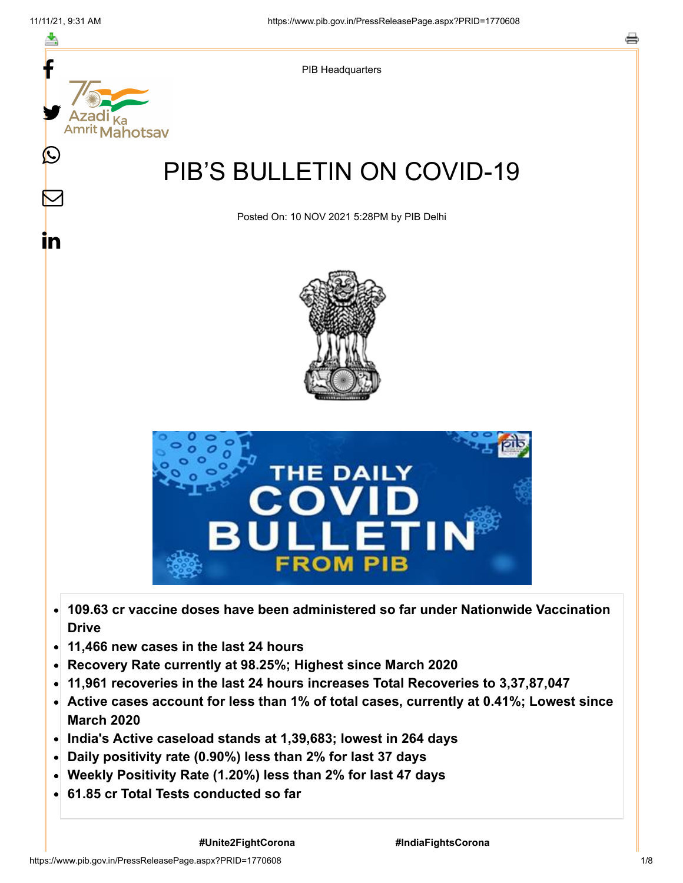PIB Headquarters

# PIB'S BULLETIN ON COVID-19

Posted On: 10 NOV 2021 5:28PM by PIB Delhi

- **109.63 cr vaccine doses have been administered so far under Nationwide Vaccination Drive**
- **11,466 new cases in the last 24 hours**
- **Recovery Rate currently at 98.25%; Highest since March 2020**
- **11,961 recoveries in the last 24 hours increases Total Recoveries to 3,37,87,047**
- **Active cases account for less than 1% of total cases, currently at 0.41%; Lowest since March 2020**
- **India's Active caseload stands at 1,39,683; lowest in 264 days**
- **Daily positivity rate (0.90%) less than 2% for last 37 days**
- **Weekly Positivity Rate (1.20%) less than 2% for last 47 days**
- **61.85 cr Total Tests conducted so far**

**#Unite2FightCorona** **#IndiaFightsCorona**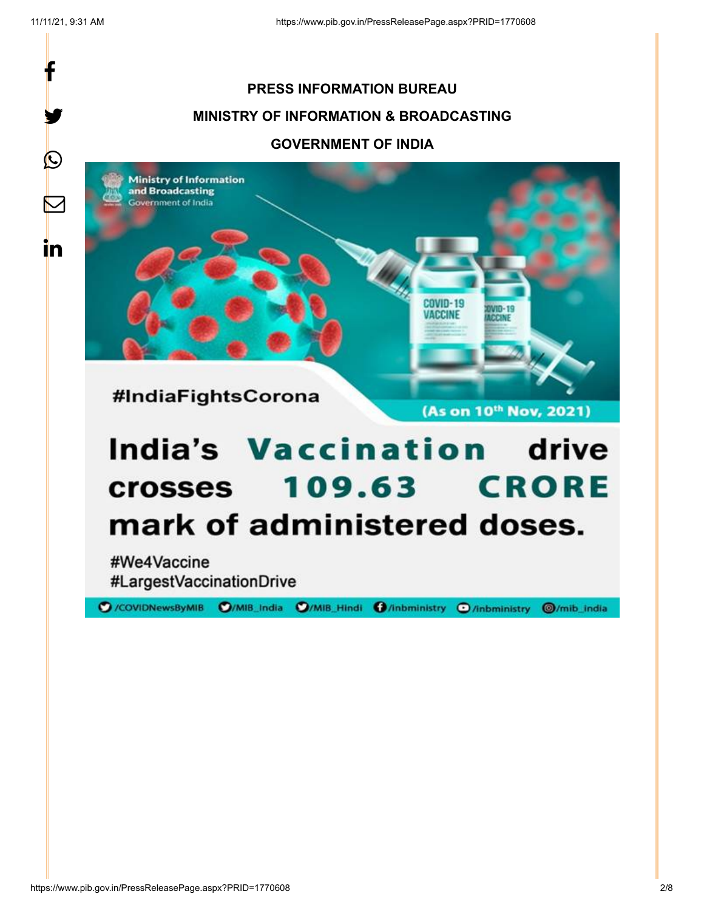**PRESS INFORMATION BUREAU**

**MINISTRY OF INFORMATION & BROADCASTING**

**GOVERNMENT OF INDIA**

Ministry of Information and Broadcasting
Government of India

#IndiaFightsCorona

(As on 10th Nov, 2021)

# India's Vaccination drive crosses 109.63 CRORE mark of administered doses.

#We4Vaccine
#LargestVaccinationDrive

/COVIDNewsByMIB /MIB_India /MIB_Hindi /inbministry /inbministry /mib_india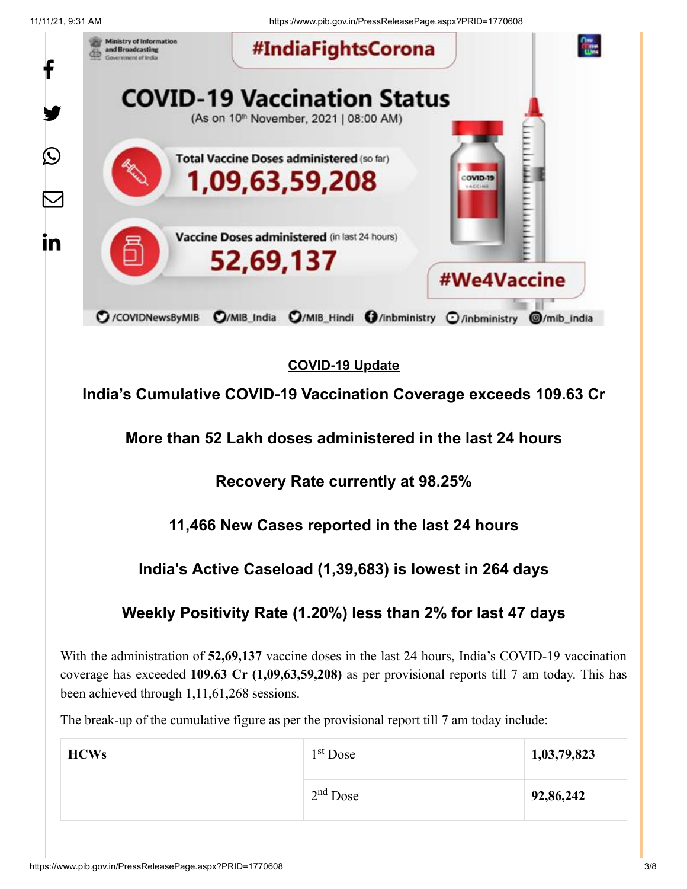**COVID-19 Update**

**India's Cumulative COVID-19 Vaccination Coverage exceeds 109.63 Cr**

**More than 52 Lakh doses administered in the last 24 hours**

**Recovery Rate currently at 98.25%**

**11,466 New Cases reported in the last 24 hours**

**India's Active Caseload (1,39,683) is lowest in 264 days**

**Weekly Positivity Rate (1.20%) less than 2% for last 47 days**

With the administration of **52,69,137** vaccine doses in the last 24 hours, India's COVID-19 vaccination coverage has exceeded **109.63 Cr (1,09,63,59,208)** as per provisional reports till 7 am today. This has been achieved through 1,11,61,268 sessions.

The break-up of the cumulative figure as per the provisional report till 7 am today include:

| | | |
|---|---|---|
| **HCWs** | 1st Dose | **1,03,79,823** |
| | 2nd Dose | **92,86,242** |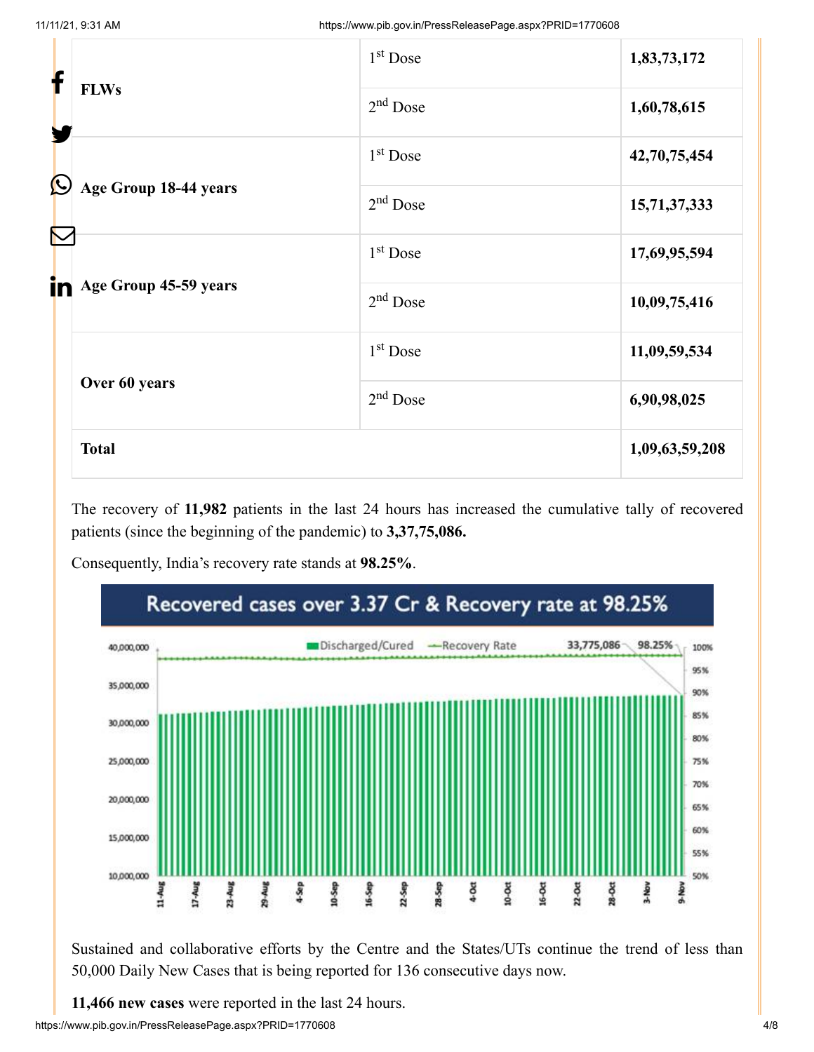| | | |
|---|---|---|
| **FLWs** | 1st Dose | **1,83,73,172** |
| | 2nd Dose | **1,60,78,615** |
| **Age Group 18-44 years** | 1st Dose | **42,70,75,454** |
| | 2nd Dose | **15,71,37,333** |
| **Age Group 45-59 years** | 1st Dose | **17,69,95,594** |
| | 2nd Dose | **10,09,75,416** |
| **Over 60 years** | 1st Dose | **11,09,59,534** |
| | 2nd Dose | **6,90,98,025** |
| **Total** | | **1,09,63,59,208** |

The recovery of **11,982** patients in the last 24 hours has increased the cumulative tally of recovered patients (since the beginning of the pandemic) to **3,37,75,086.**

Consequently, India's recovery rate stands at **98.25%**.

Recovered cases over 3.37 Cr & Recovery rate at 98.25%

Sustained and collaborative efforts by the Centre and the States/UTs continue the trend of less than 50,000 Daily New Cases that is being reported for 136 consecutive days now.

**11,466 new cases** were reported in the last 24 hours.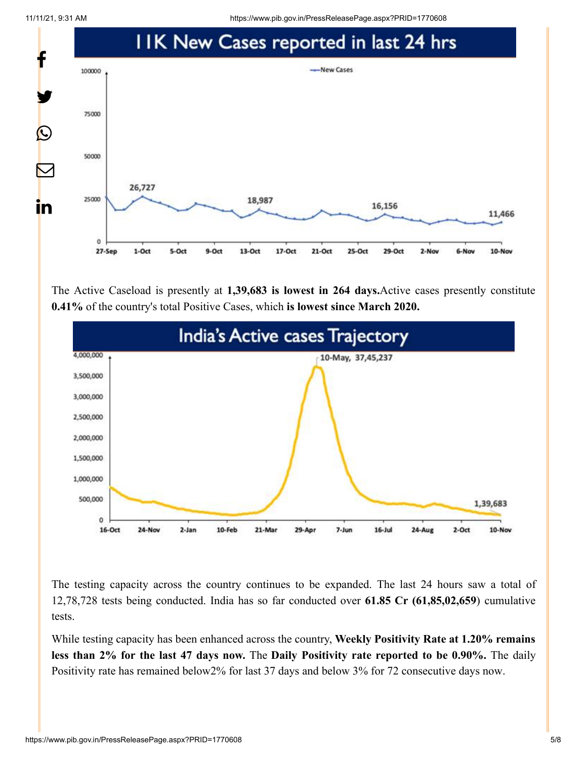## 11K New Cases reported in last 24 hrs

The Active Caseload is presently at **1,39,683 is lowest in 264 days.**Active cases presently constitute **0.41%** of the country's total Positive Cases, which **is lowest since March 2020.**

## India's Active cases Trajectory

The testing capacity across the country continues to be expanded. The last 24 hours saw a total of 12,78,728 tests being conducted. India has so far conducted over **61.85 Cr (61,85,02,659**) cumulative tests.

While testing capacity has been enhanced across the country, **Weekly Positivity Rate at 1.20% remains less than 2% for the last 47 days now.** The **Daily Positivity rate reported to be 0.90%.** The daily Positivity rate has remained below2% for last 37 days and below 3% for 72 consecutive days now.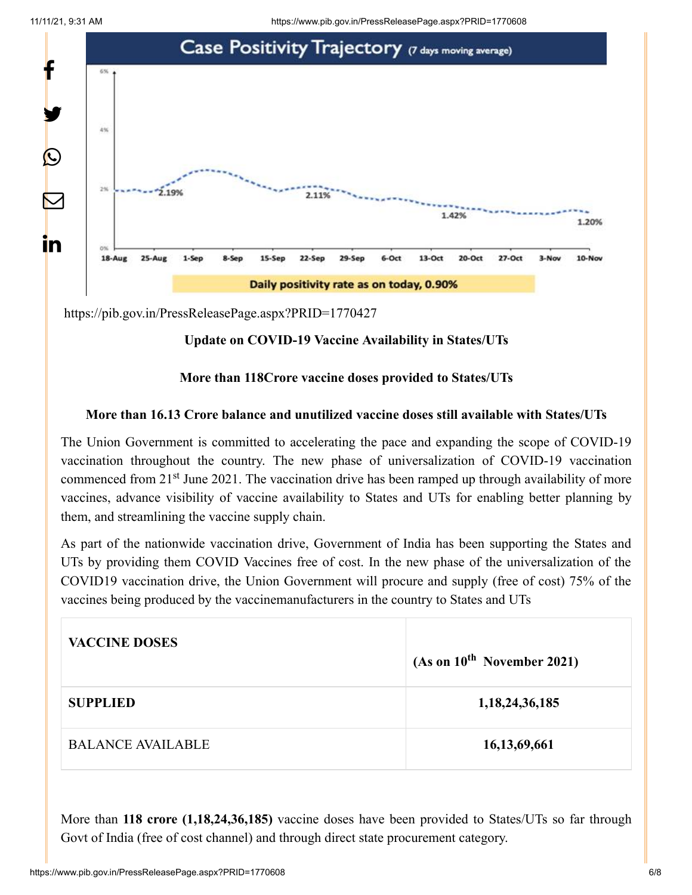Case Positivity Trajectory (7 days moving average)

Daily positivity rate as on today, 0.90%

https://pib.gov.in/PressReleasePage.aspx?PRID=1770427

**Update on COVID-19 Vaccine Availability in States/UTs**

**More than 118Crore vaccine doses provided to States/UTs**

**More than 16.13 Crore balance and unutilized vaccine doses still available with States/UTs**

The Union Government is committed to accelerating the pace and expanding the scope of COVID-19 vaccination throughout the country. The new phase of universalization of COVID-19 vaccination commenced from 21st June 2021. The vaccination drive has been ramped up through availability of more vaccines, advance visibility of vaccine availability to States and UTs for enabling better planning by them, and streamlining the vaccine supply chain.

As part of the nationwide vaccination drive, Government of India has been supporting the States and UTs by providing them COVID Vaccines free of cost. In the new phase of the universalization of the COVID19 vaccination drive, the Union Government will procure and supply (free of cost) 75% of the vaccines being produced by the vaccinemanufacturers in the country to States and UTs

| **VACCINE DOSES** | **(As on 10th November 2021)** |
|---|---|
| **SUPPLIED** | **1,18,24,36,185** |
| BALANCE AVAILABLE | **16,13,69,661** |

More than **118 crore (1,18,24,36,185)** vaccine doses have been provided to States/UTs so far through Govt of India (free of cost channel) and through direct state procurement category.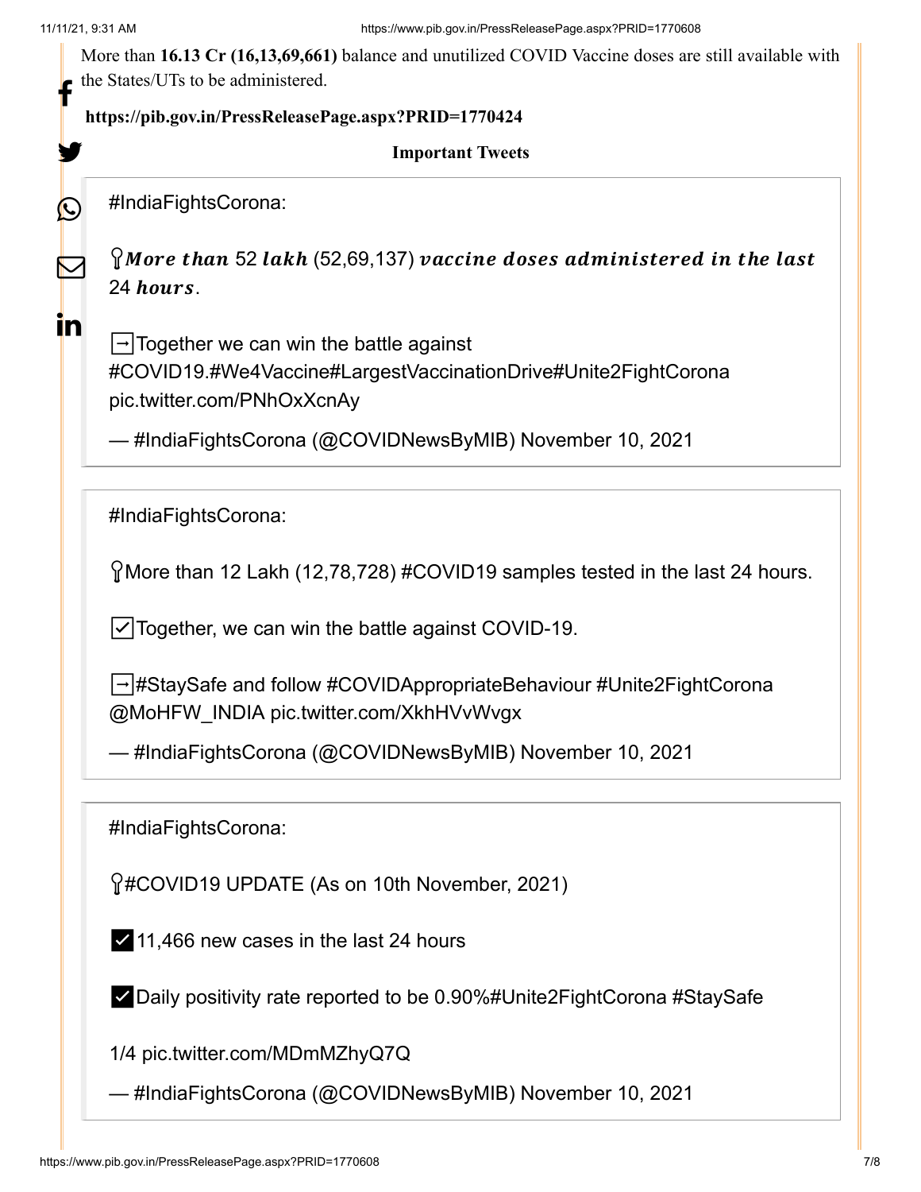More than **16.13 Cr (16,13,69,661)** balance and unutilized COVID Vaccine doses are still available with the States/UTs to be administered.

**https://pib.gov.in/PressReleasePage.aspx?PRID=1770424**

**Important Tweets**

> #IndiaFightsCorona:
>
> 💡***More than* 52 *lakh* (52,69,137) *vaccine doses administered in the last* 24 *hours*.**
>
> ➡️Together we can win the battle against #COVID19.#We4Vaccine#LargestVaccinationDrive#Unite2FightCorona pic.twitter.com/PNhOxXcnAy
>
> — #IndiaFightsCorona (@COVIDNewsByMIB) November 10, 2021

> #IndiaFightsCorona:
>
> 💡More than 12 Lakh (12,78,728) #COVID19 samples tested in the last 24 hours.
>
> ☑️Together, we can win the battle against COVID-19.
>
> ➡️#StaySafe and follow #COVIDAppropriateBehaviour #Unite2FightCorona @MoHFW_INDIA pic.twitter.com/XkhHVvWvgx
>
> — #IndiaFightsCorona (@COVIDNewsByMIB) November 10, 2021

> #IndiaFightsCorona:
>
> 💡#COVID19 UPDATE (As on 10th November, 2021)
>
> ✅11,466 new cases in the last 24 hours
>
> ✅Daily positivity rate reported to be 0.90%#Unite2FightCorona #StaySafe
>
> 1/4 pic.twitter.com/MDmMZhyQ7Q
>
> — #IndiaFightsCorona (@COVIDNewsByMIB) November 10, 2021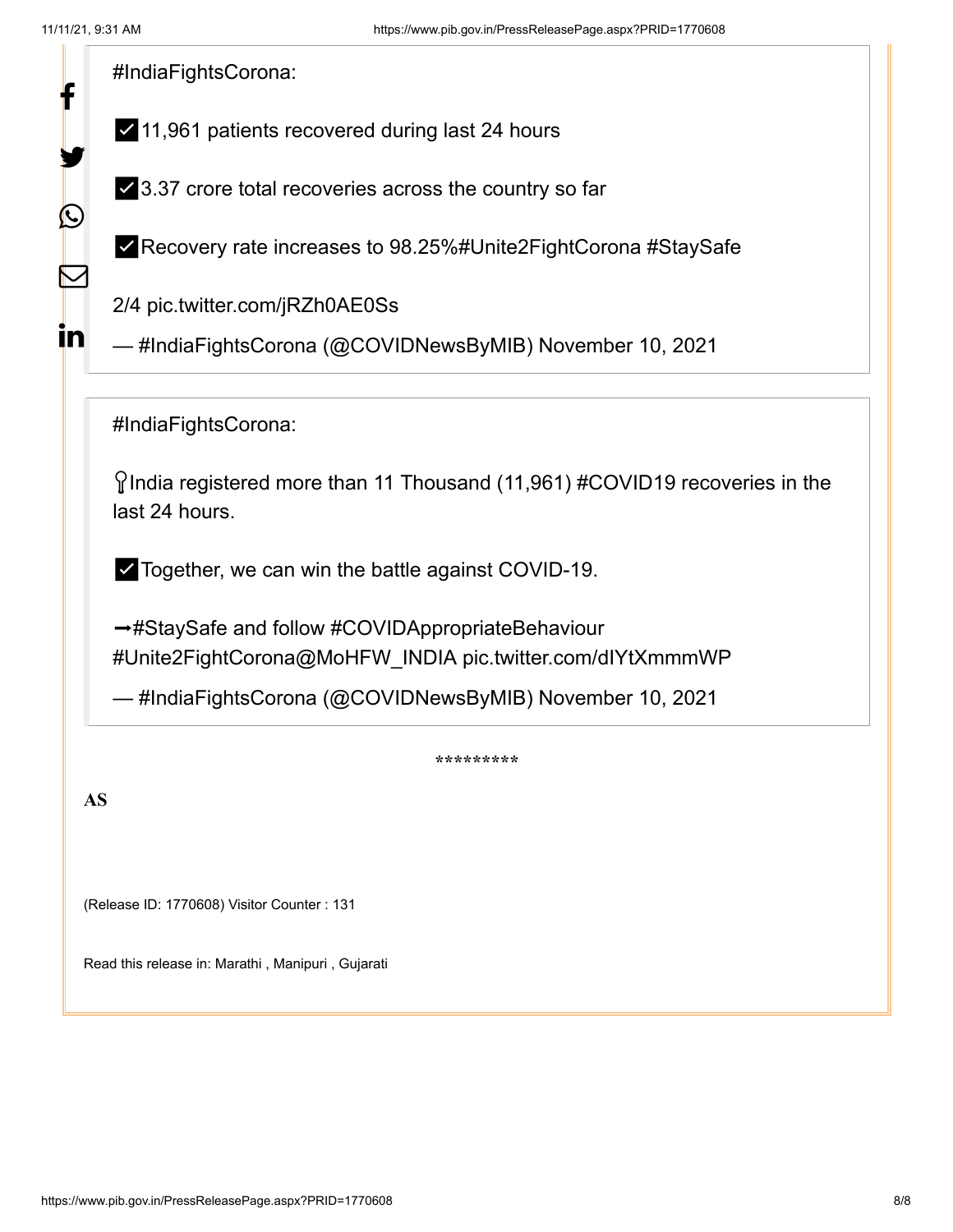#IndiaFightsCorona:

✅11,961 patients recovered during last 24 hours

✅3.37 crore total recoveries across the country so far

✅Recovery rate increases to 98.25%#Unite2FightCorona #StaySafe

2/4 pic.twitter.com/jRZh0AE0Ss

— #IndiaFightsCorona (@COVIDNewsByMIB) November 10, 2021

#IndiaFightsCorona:

📍India registered more than 11 Thousand (11,961) #COVID19 recoveries in the last 24 hours.

✅Together, we can win the battle against COVID-19.

➡#StaySafe and follow #COVIDAppropriateBehaviour #Unite2FightCorona@MoHFW_INDIA pic.twitter.com/dIYtXmmmWP

— #IndiaFightsCorona (@COVIDNewsByMIB) November 10, 2021

\*\*\*\*\*\*\*\*\*

**AS**

(Release ID: 1770608) Visitor Counter : 131

Read this release in: Marathi , Manipuri , Gujarati